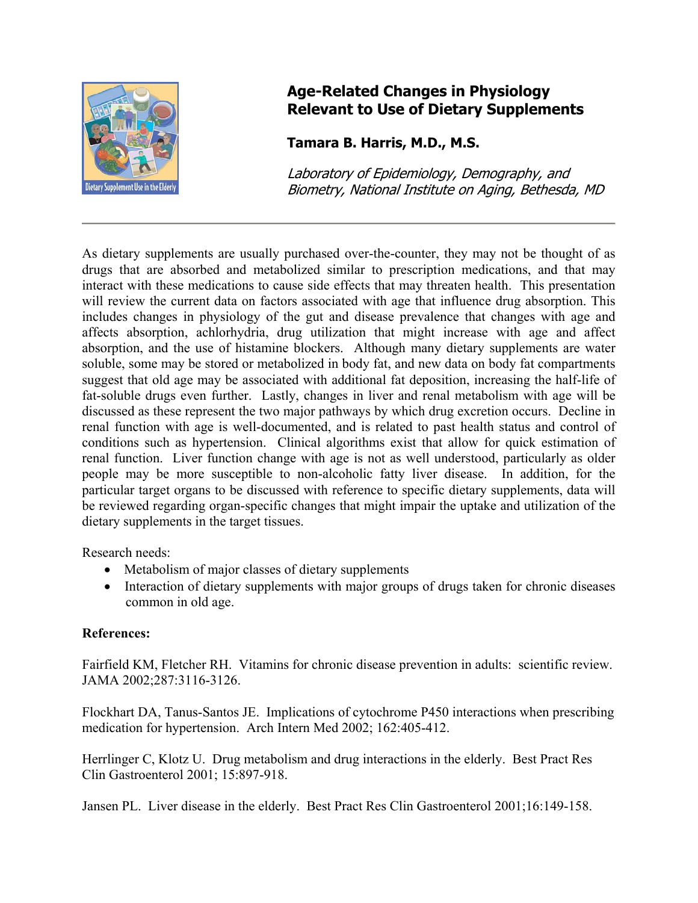# Age-Related Changes in Physiology Relevant to Use of Dietary Supplements

**Tamara B. Harris, M.D., M.S.**

*Laboratory of Epidemiology, Demography, and Biometry, National Institute on Aging, Bethesda, MD*

---

As dietary supplements are usually purchased over-the-counter, they may not be thought of as drugs that are absorbed and metabolized similar to prescription medications, and that may interact with these medications to cause side effects that may threaten health. This presentation will review the current data on factors associated with age that influence drug absorption. This includes changes in physiology of the gut and disease prevalence that changes with age and affects absorption, achlorhydria, drug utilization that might increase with age and affect absorption, and the use of histamine blockers. Although many dietary supplements are water soluble, some may be stored or metabolized in body fat, and new data on body fat compartments suggest that old age may be associated with additional fat deposition, increasing the half-life of fat-soluble drugs even further. Lastly, changes in liver and renal metabolism with age will be discussed as these represent the two major pathways by which drug excretion occurs. Decline in renal function with age is well-documented, and is related to past health status and control of conditions such as hypertension. Clinical algorithms exist that allow for quick estimation of renal function. Liver function change with age is not as well understood, particularly as older people may be more susceptible to non-alcoholic fatty liver disease. In addition, for the particular target organs to be discussed with reference to specific dietary supplements, data will be reviewed regarding organ-specific changes that might impair the uptake and utilization of the dietary supplements in the target tissues.

Research needs:

- Metabolism of major classes of dietary supplements
- Interaction of dietary supplements with major groups of drugs taken for chronic diseases common in old age.

**References:**

Fairfield KM, Fletcher RH. Vitamins for chronic disease prevention in adults: scientific review. JAMA 2002;287:3116-3126.

Flockhart DA, Tanus-Santos JE. Implications of cytochrome P450 interactions when prescribing medication for hypertension. Arch Intern Med 2002; 162:405-412.

Herrlinger C, Klotz U. Drug metabolism and drug interactions in the elderly. Best Pract Res Clin Gastroenterol 2001; 15:897-918.

Jansen PL. Liver disease in the elderly. Best Pract Res Clin Gastroenterol 2001;16:149-158.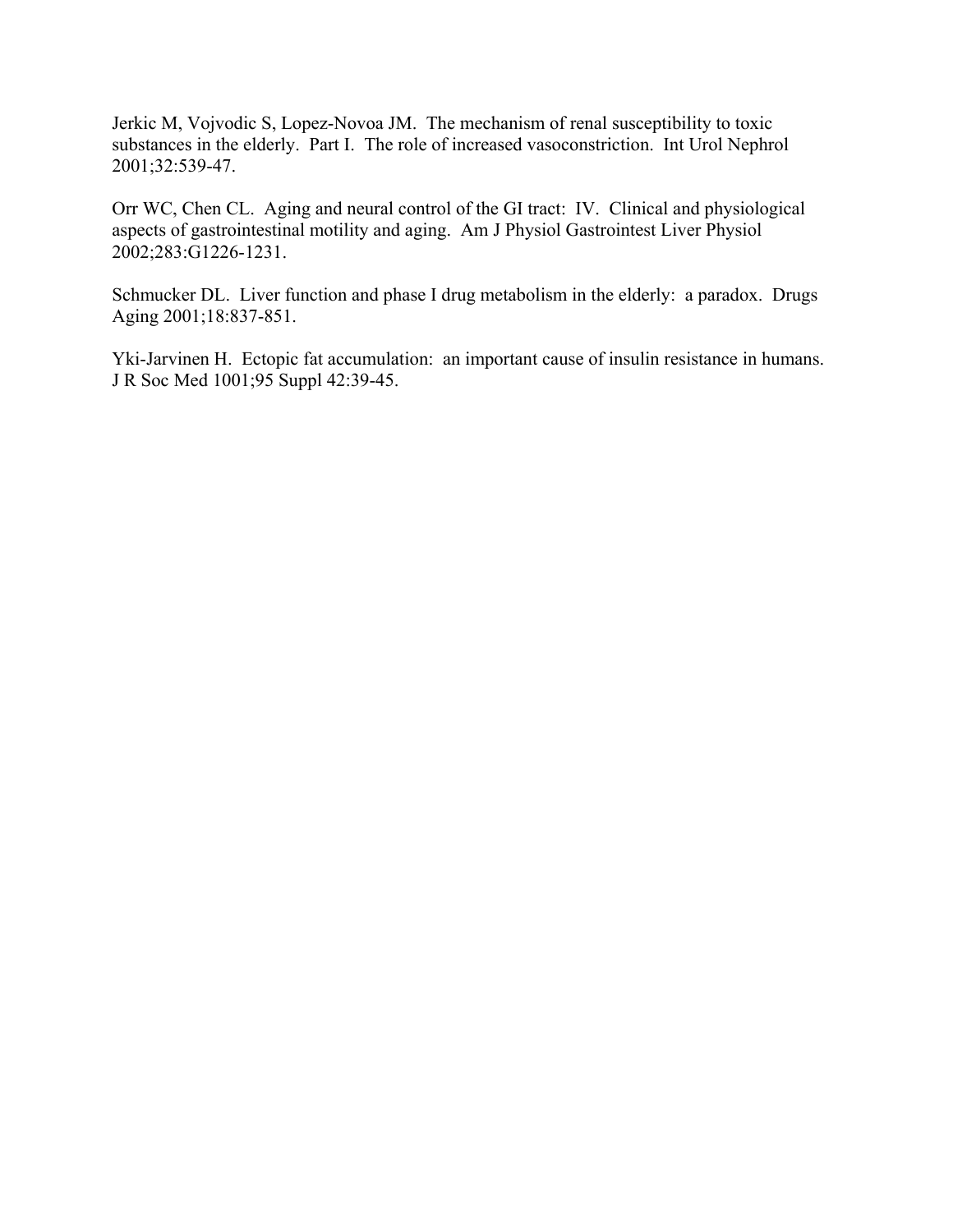Jerkic M, Vojvodic S, Lopez-Novoa JM. The mechanism of renal susceptibility to toxic substances in the elderly. Part I. The role of increased vasoconstriction. Int Urol Nephrol 2001;32:539-47.

Orr WC, Chen CL. Aging and neural control of the GI tract: IV. Clinical and physiological aspects of gastrointestinal motility and aging. Am J Physiol Gastrointest Liver Physiol 2002;283:G1226-1231.

Schmucker DL. Liver function and phase I drug metabolism in the elderly: a paradox. Drugs Aging 2001;18:837-851.

Yki-Jarvinen H. Ectopic fat accumulation: an important cause of insulin resistance in humans. J R Soc Med 1001;95 Suppl 42:39-45.